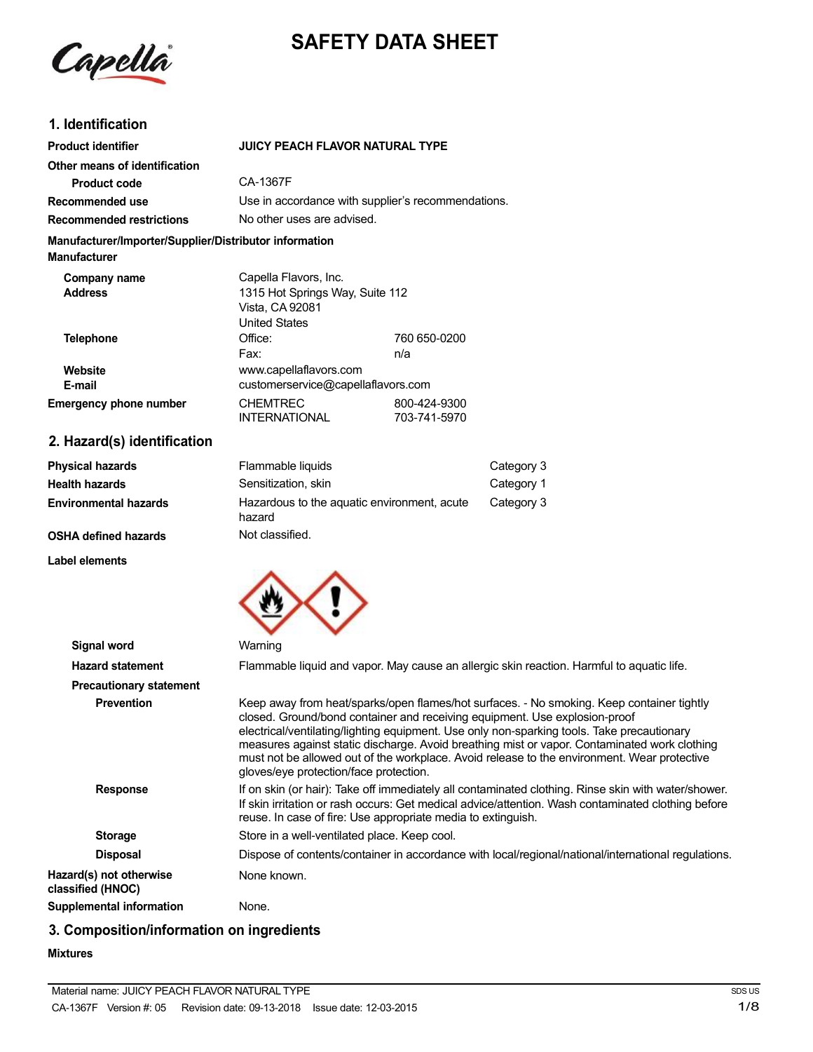# SAFETY DATA SHEET

## 1. Identification

| | |
|---|---|
| **Product identifier** | **JUICY PEACH FLAVOR NATURAL TYPE** |
| **Other means of identification** | |
| **Product code** | CA-1367F |
| **Recommended use** | Use in accordance with supplier's recommendations. |
| **Recommended restrictions** | No other uses are advised. |

**Manufacturer/Importer/Supplier/Distributor information**

**Manufacturer**

| | | |
|---|---|---|
| **Company name** | Capella Flavors, Inc. | |
| **Address** | 1315 Hot Springs Way, Suite 112<br>Vista, CA 92081<br>United States | |
| **Telephone** | Office: | 760 650-0200 |
| | Fax: | n/a |
| **Website** | www.capellaflavors.com | |
| **E-mail** | customerservice@capellaflavors.com | |
| **Emergency phone number** | CHEMTREC | 800-424-9300 |
| | INTERNATIONAL | 703-741-5970 |

## 2. Hazard(s) identification

| | | |
|---|---|---|
| **Physical hazards** | Flammable liquids | Category 3 |
| **Health hazards** | Sensitization, skin | Category 1 |
| **Environmental hazards** | Hazardous to the aquatic environment, acute hazard | Category 3 |
| **OSHA defined hazards** | Not classified. | |

**Label elements**

| | |
|---|---|
| **Signal word** | Warning |
| **Hazard statement** | Flammable liquid and vapor. May cause an allergic skin reaction. Harmful to aquatic life. |
| **Precautionary statement** | |
| **Prevention** | Keep away from heat/sparks/open flames/hot surfaces. - No smoking. Keep container tightly closed. Ground/bond container and receiving equipment. Use explosion-proof electrical/ventilating/lighting equipment. Use only non-sparking tools. Take precautionary measures against static discharge. Avoid breathing mist or vapor. Contaminated work clothing must not be allowed out of the workplace. Avoid release to the environment. Wear protective gloves/eye protection/face protection. |
| **Response** | If on skin (or hair): Take off immediately all contaminated clothing. Rinse skin with water/shower. If skin irritation or rash occurs: Get medical advice/attention. Wash contaminated clothing before reuse. In case of fire: Use appropriate media to extinguish. |
| **Storage** | Store in a well-ventilated place. Keep cool. |
| **Disposal** | Dispose of contents/container in accordance with local/regional/national/international regulations. |
| **Hazard(s) not otherwise classified (HNOC)** | None known. |
| **Supplemental information** | None. |

## 3. Composition/information on ingredients

**Mixtures**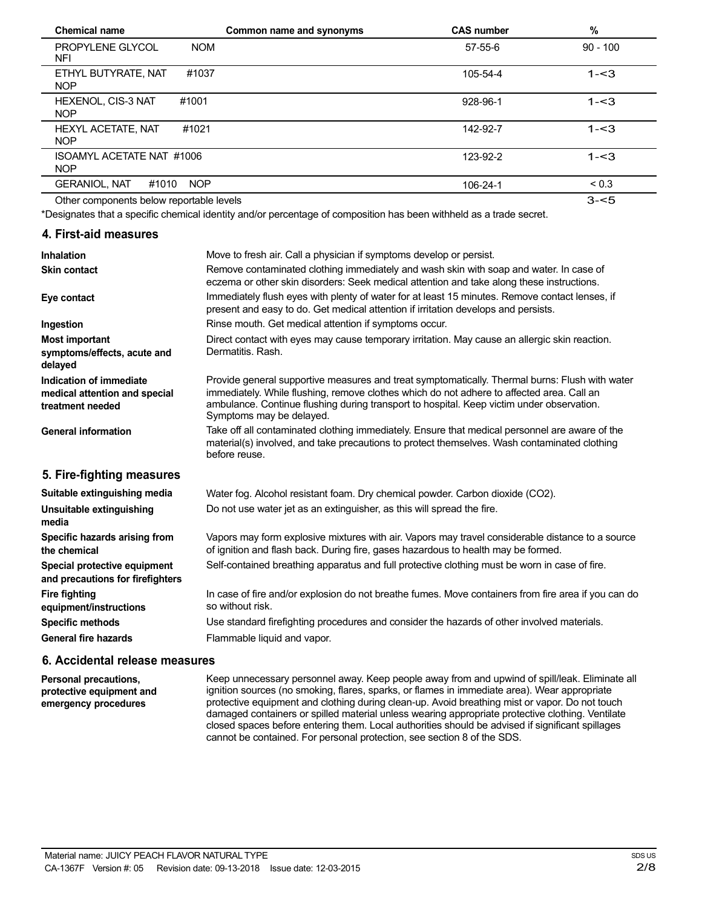| Chemical name | Common name and synonyms | CAS number | % |
|---|---|---|---|
| PROPYLENE GLYCOL NOM NFI | | 57-55-6 | 90 - 100 |
| ETHYL BUTYRATE, NAT #1037 NOP | | 105-54-4 | 1-<3 |
| HEXENOL, CIS-3 NAT #1001 NOP | | 928-96-1 | 1-<3 |
| HEXYL ACETATE, NAT #1021 NOP | | 142-92-7 | 1-<3 |
| ISOAMYL ACETATE NAT #1006 NOP | | 123-92-2 | 1-<3 |
| GERANIOL, NAT #1010 NOP | | 106-24-1 | < 0.3 |
| Other components below reportable levels | | | 3-<5 |

*Designates that a specific chemical identity and/or percentage of composition has been withheld as a trade secret.

## 4. First-aid measures

**Inhalation** Move to fresh air. Call a physician if symptoms develop or persist.

**Skin contact** Remove contaminated clothing immediately and wash skin with soap and water. In case of eczema or other skin disorders: Seek medical attention and take along these instructions.

**Eye contact** Immediately flush eyes with plenty of water for at least 15 minutes. Remove contact lenses, if present and easy to do. Get medical attention if irritation develops and persists.

**Ingestion** Rinse mouth. Get medical attention if symptoms occur.

**Most important symptoms/effects, acute and delayed** Direct contact with eyes may cause temporary irritation. May cause an allergic skin reaction. Dermatitis. Rash.

**Indication of immediate medical attention and special treatment needed** Provide general supportive measures and treat symptomatically. Thermal burns: Flush with water immediately. While flushing, remove clothes which do not adhere to affected area. Call an ambulance. Continue flushing during transport to hospital. Keep victim under observation. Symptoms may be delayed.

**General information** Take off all contaminated clothing immediately. Ensure that medical personnel are aware of the material(s) involved, and take precautions to protect themselves. Wash contaminated clothing before reuse.

## 5. Fire-fighting measures

**Suitable extinguishing media** Water fog. Alcohol resistant foam. Dry chemical powder. Carbon dioxide ($CO_2$).

**Unsuitable extinguishing media** Do not use water jet as an extinguisher, as this will spread the fire.

**Specific hazards arising from the chemical** Vapors may form explosive mixtures with air. Vapors may travel considerable distance to a source of ignition and flash back. During fire, gases hazardous to health may be formed.

**Special protective equipment and precautions for firefighters** Self-contained breathing apparatus and full protective clothing must be worn in case of fire.

**Fire fighting equipment/instructions** In case of fire and/or explosion do not breathe fumes. Move containers from fire area if you can do so without risk.

**Specific methods** Use standard firefighting procedures and consider the hazards of other involved materials.

**General fire hazards** Flammable liquid and vapor.

## 6. Accidental release measures

**Personal precautions, protective equipment and emergency procedures** Keep unnecessary personnel away. Keep people away from and upwind of spill/leak. Eliminate all ignition sources (no smoking, flares, sparks, or flames in immediate area). Wear appropriate protective equipment and clothing during clean-up. Avoid breathing mist or vapor. Do not touch damaged containers or spilled material unless wearing appropriate protective clothing. Ventilate closed spaces before entering them. Local authorities should be advised if significant spillages cannot be contained. For personal protection, see section 8 of the SDS.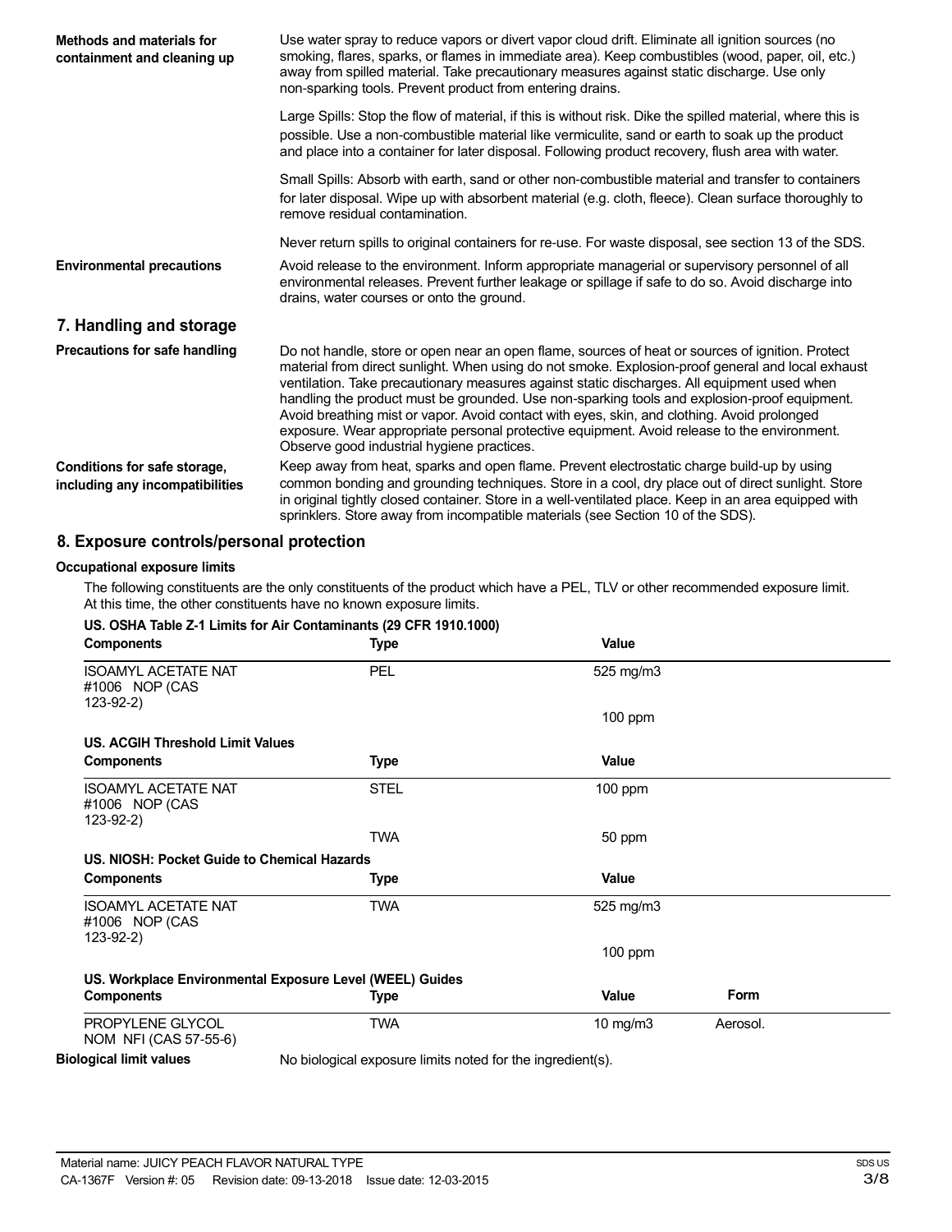**Methods and materials for containment and cleaning up**

Use water spray to reduce vapors or divert vapor cloud drift. Eliminate all ignition sources (no smoking, flares, sparks, or flames in immediate area). Keep combustibles (wood, paper, oil, etc.) away from spilled material. Take precautionary measures against static discharge. Use only non-sparking tools. Prevent product from entering drains.

Large Spills: Stop the flow of material, if this is without risk. Dike the spilled material, where this is possible. Use a non-combustible material like vermiculite, sand or earth to soak up the product and place into a container for later disposal. Following product recovery, flush area with water.

Small Spills: Absorb with earth, sand or other non-combustible material and transfer to containers for later disposal. Wipe up with absorbent material (e.g. cloth, fleece). Clean surface thoroughly to remove residual contamination.

Never return spills to original containers for re-use. For waste disposal, see section 13 of the SDS.

**Environmental precautions**

Avoid release to the environment. Inform appropriate managerial or supervisory personnel of all environmental releases. Prevent further leakage or spillage if safe to do so. Avoid discharge into drains, water courses or onto the ground.

## 7. Handling and storage

**Precautions for safe handling**

Do not handle, store or open near an open flame, sources of heat or sources of ignition. Protect material from direct sunlight. When using do not smoke. Explosion-proof general and local exhaust ventilation. Take precautionary measures against static discharges. All equipment used when handling the product must be grounded. Use non-sparking tools and explosion-proof equipment. Avoid breathing mist or vapor. Avoid contact with eyes, skin, and clothing. Avoid prolonged exposure. Wear appropriate personal protective equipment. Avoid release to the environment. Observe good industrial hygiene practices.

**Conditions for safe storage, including any incompatibilities**

Keep away from heat, sparks and open flame. Prevent electrostatic charge build-up by using common bonding and grounding techniques. Store in a cool, dry place out of direct sunlight. Store in original tightly closed container. Store in a well-ventilated place. Keep in an area equipped with sprinklers. Store away from incompatible materials (see Section 10 of the SDS).

## 8. Exposure controls/personal protection

**Occupational exposure limits**

The following constituents are the only constituents of the product which have a PEL, TLV or other recommended exposure limit. At this time, the other constituents have no known exposure limits.

**US. OSHA Table Z-1 Limits for Air Contaminants (29 CFR 1910.1000)**

| Components | Type | Value |
|---|---|---|
| ISOAMYL ACETATE NAT #1006 NOP (CAS 123-92-2) | PEL | 525 mg/m3 |
| | | 100 ppm |

**US. ACGIH Threshold Limit Values**

| Components | Type | Value |
|---|---|---|
| ISOAMYL ACETATE NAT #1006 NOP (CAS 123-92-2) | STEL | 100 ppm |
| | TWA | 50 ppm |

**US. NIOSH: Pocket Guide to Chemical Hazards**

| Components | Type | Value |
|---|---|---|
| ISOAMYL ACETATE NAT #1006 NOP (CAS 123-92-2) | TWA | 525 mg/m3 |
| | | 100 ppm |

**US. Workplace Environmental Exposure Level (WEEL) Guides**

| Components | Type | Value | Form |
|---|---|---|---|
| PROPYLENE GLYCOL NOM NFI (CAS 57-55-6) | TWA | 10 mg/m3 | Aerosol. |

**Biological limit values**

No biological exposure limits noted for the ingredient(s).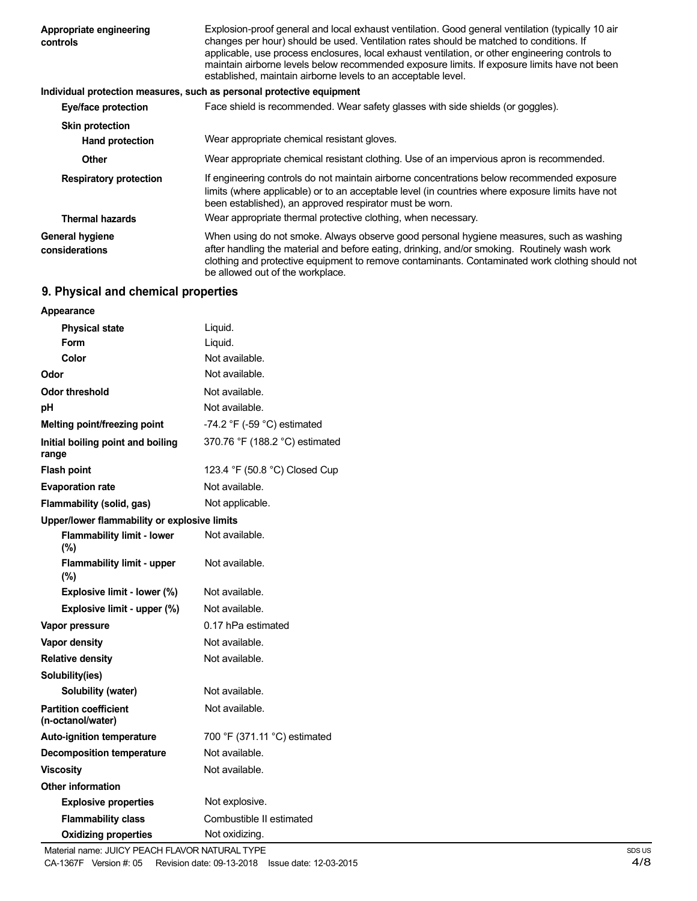| | |
|---|---|
| **Appropriate engineering controls** | Explosion-proof general and local exhaust ventilation. Good general ventilation (typically 10 air changes per hour) should be used. Ventilation rates should be matched to conditions. If applicable, use process enclosures, local exhaust ventilation, or other engineering controls to maintain airborne levels below recommended exposure limits. If exposure limits have not been established, maintain airborne levels to an acceptable level. |

**Individual protection measures, such as personal protective equipment**

| | |
|---|---|
| **Eye/face protection** | Face shield is recommended. Wear safety glasses with side shields (or goggles). |
| **Skin protection** | |
| **Hand protection** | Wear appropriate chemical resistant gloves. |
| **Other** | Wear appropriate chemical resistant clothing. Use of an impervious apron is recommended. |
| **Respiratory protection** | If engineering controls do not maintain airborne concentrations below recommended exposure limits (where applicable) or to an acceptable level (in countries where exposure limits have not been established), an approved respirator must be worn. |
| **Thermal hazards** | Wear appropriate thermal protective clothing, when necessary. |
| **General hygiene considerations** | When using do not smoke. Always observe good personal hygiene measures, such as washing after handling the material and before eating, drinking, and/or smoking. Routinely wash work clothing and protective equipment to remove contaminants. Contaminated work clothing should not be allowed out of the workplace. |

## 9. Physical and chemical properties

| | |
|---|---|
| **Appearance** | |
| **Physical state** | Liquid. |
| **Form** | Liquid. |
| **Color** | Not available. |
| **Odor** | Not available. |
| **Odor threshold** | Not available. |
| **pH** | Not available. |
| **Melting point/freezing point** | -74.2 °F (-59 °C) estimated |
| **Initial boiling point and boiling range** | 370.76 °F (188.2 °C) estimated |
| **Flash point** | 123.4 °F (50.8 °C) Closed Cup |
| **Evaporation rate** | Not available. |
| **Flammability (solid, gas)** | Not applicable. |
| **Upper/lower flammability or explosive limits** | |
| **Flammability limit - lower (%)** | Not available. |
| **Flammability limit - upper (%)** | Not available. |
| **Explosive limit - lower (%)** | Not available. |
| **Explosive limit - upper (%)** | Not available. |
| **Vapor pressure** | 0.17 hPa estimated |
| **Vapor density** | Not available. |
| **Relative density** | Not available. |
| **Solubility(ies)** | |
| **Solubility (water)** | Not available. |
| **Partition coefficient (n-octanol/water)** | Not available. |
| **Auto-ignition temperature** | 700 °F (371.11 °C) estimated |
| **Decomposition temperature** | Not available. |
| **Viscosity** | Not available. |
| **Other information** | |
| **Explosive properties** | Not explosive. |
| **Flammability class** | Combustible II estimated |
| **Oxidizing properties** | Not oxidizing. |

Material name: JUICY PEACH FLAVOR NATURAL TYPE
CA-1367F Version #: 05 Revision date: 09-13-2018 Issue date: 12-03-2015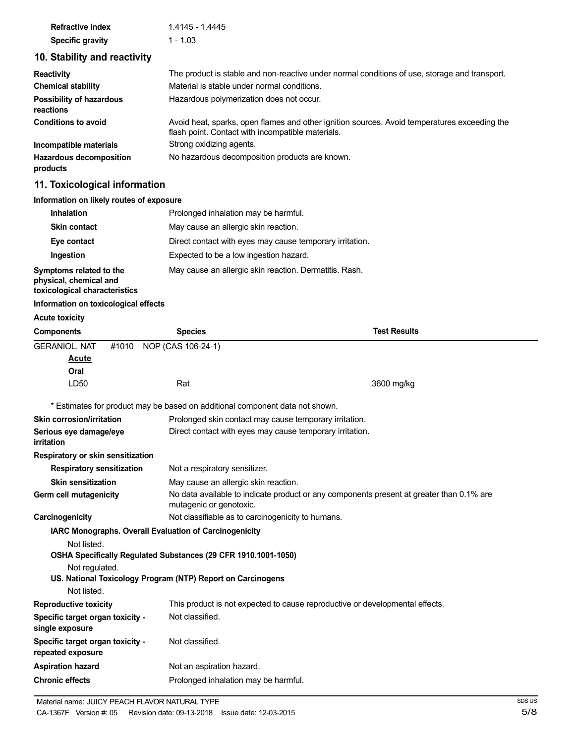| | |
|---|---|
| **Refractive index** | 1.4145 - 1.4445 |
| **Specific gravity** | 1 - 1.03 |

## 10. Stability and reactivity

| | |
|---|---|
| **Reactivity** | The product is stable and non-reactive under normal conditions of use, storage and transport. |
| **Chemical stability** | Material is stable under normal conditions. |
| **Possibility of hazardous reactions** | Hazardous polymerization does not occur. |
| **Conditions to avoid** | Avoid heat, sparks, open flames and other ignition sources. Avoid temperatures exceeding the flash point. Contact with incompatible materials. |
| **Incompatible materials** | Strong oxidizing agents. |
| **Hazardous decomposition products** | No hazardous decomposition products are known. |

## 11. Toxicological information

**Information on likely routes of exposure**

| | |
|---|---|
| **Inhalation** | Prolonged inhalation may be harmful. |
| **Skin contact** | May cause an allergic skin reaction. |
| **Eye contact** | Direct contact with eyes may cause temporary irritation. |
| **Ingestion** | Expected to be a low ingestion hazard. |
| **Symptoms related to the physical, chemical and toxicological characteristics** | May cause an allergic skin reaction. Dermatitis. Rash. |

**Information on toxicological effects**

**Acute toxicity**

| Components | Species | Test Results |
|---|---|---|
| GERANIOL, NAT #1010 NOP (CAS 106-24-1) | | |
| **Acute** | | |
| **Oral** | | |
| LD50 | Rat | 3600 mg/kg |

\* Estimates for product may be based on additional component data not shown.

| | |
|---|---|
| **Skin corrosion/irritation** | Prolonged skin contact may cause temporary irritation. |
| **Serious eye damage/eye irritation** | Direct contact with eyes may cause temporary irritation. |

**Respiratory or skin sensitization**

| | |
|---|---|
| **Respiratory sensitization** | Not a respiratory sensitizer. |
| **Skin sensitization** | May cause an allergic skin reaction. |
| **Germ cell mutagenicity** | No data available to indicate product or any components present at greater than 0.1% are mutagenic or genotoxic. |
| **Carcinogenicity** | Not classifiable as to carcinogenicity to humans. |

**IARC Monographs. Overall Evaluation of Carcinogenicity**

Not listed.

**OSHA Specifically Regulated Substances (29 CFR 1910.1001-1050)**

Not regulated.

**US. National Toxicology Program (NTP) Report on Carcinogens**

Not listed.

| | |
|---|---|
| **Reproductive toxicity** | This product is not expected to cause reproductive or developmental effects. |
| **Specific target organ toxicity - single exposure** | Not classified. |
| **Specific target organ toxicity - repeated exposure** | Not classified. |
| **Aspiration hazard** | Not an aspiration hazard. |
| **Chronic effects** | Prolonged inhalation may be harmful. |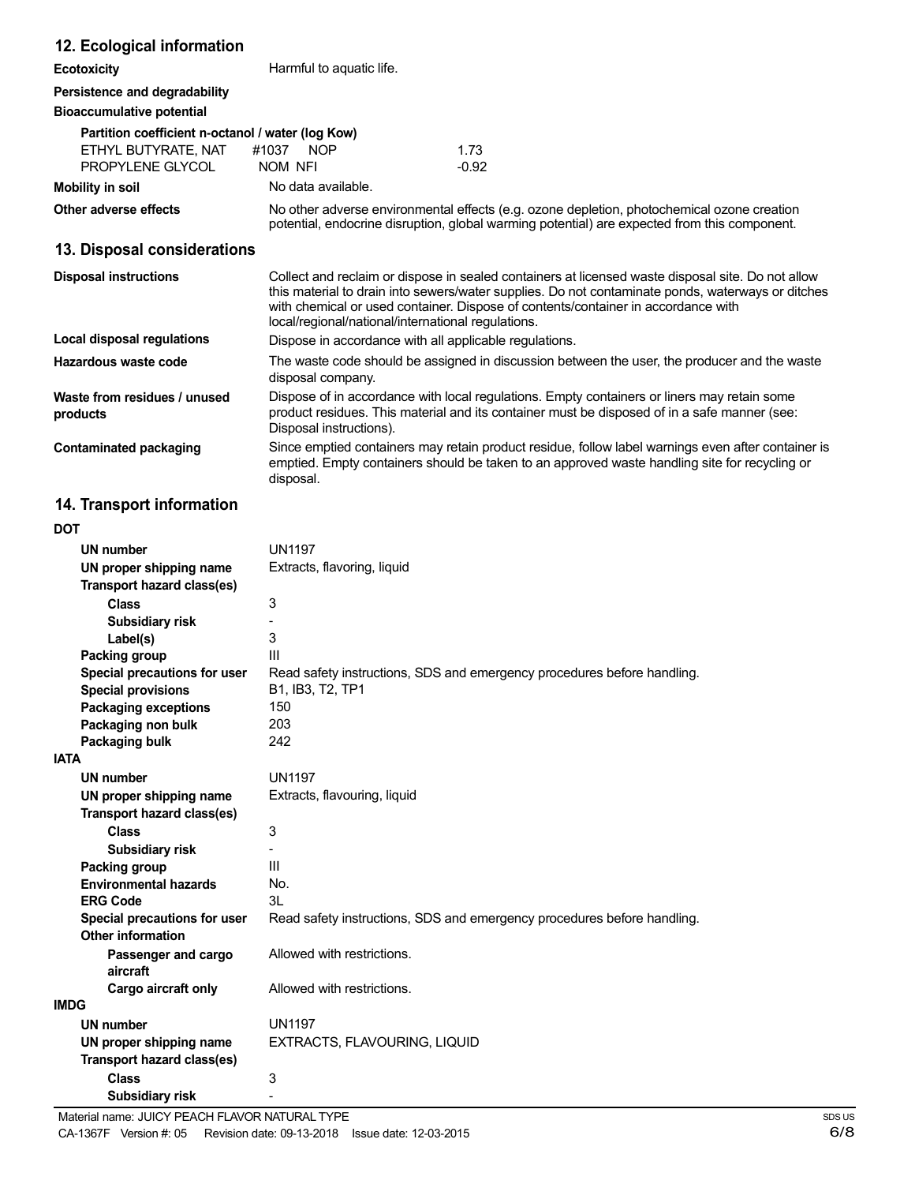## 12. Ecological information

**Ecotoxicity** Harmful to aquatic life.

**Persistence and degradability**

**Bioaccumulative potential**

**Partition coefficient n-octanol / water (log Kow)**

| | |
|---|---|
| ETHYL BUTYRATE, NAT #1037 NOP | 1.73 |
| PROPYLENE GLYCOL NOM NFI | -0.92 |

**Mobility in soil** No data available.

**Other adverse effects** No other adverse environmental effects (e.g. ozone depletion, photochemical ozone creation potential, endocrine disruption, global warming potential) are expected from this component.

## 13. Disposal considerations

**Disposal instructions** Collect and reclaim or dispose in sealed containers at licensed waste disposal site. Do not allow this material to drain into sewers/water supplies. Do not contaminate ponds, waterways or ditches with chemical or used container. Dispose of contents/container in accordance with local/regional/national/international regulations.

**Local disposal regulations** Dispose in accordance with all applicable regulations.

**Hazardous waste code** The waste code should be assigned in discussion between the user, the producer and the waste disposal company.

**Waste from residues / unused products** Dispose of in accordance with local regulations. Empty containers or liners may retain some product residues. This material and its container must be disposed of in a safe manner (see: Disposal instructions).

**Contaminated packaging** Since emptied containers may retain product residue, follow label warnings even after container is emptied. Empty containers should be taken to an approved waste handling site for recycling or disposal.

## 14. Transport information

**DOT**

| | |
|---|---|
| **UN number** | UN1197 |
| **UN proper shipping name** | Extracts, flavoring, liquid |
| **Transport hazard class(es)** | |
| **Class** | 3 |
| **Subsidiary risk** | - |
| **Label(s)** | 3 |
| **Packing group** | III |
| **Special precautions for user** | Read safety instructions, SDS and emergency procedures before handling. |
| **Special provisions** | B1, IB3, T2, TP1 |
| **Packaging exceptions** | 150 |
| **Packaging non bulk** | 203 |
| **Packaging bulk** | 242 |

**IATA**

| | |
|---|---|
| **UN number** | UN1197 |
| **UN proper shipping name** | Extracts, flavouring, liquid |
| **Transport hazard class(es)** | |
| **Class** | 3 |
| **Subsidiary risk** | - |
| **Packing group** | III |
| **Environmental hazards** | No. |
| **ERG Code** | 3L |
| **Special precautions for user** | Read safety instructions, SDS and emergency procedures before handling. |
| **Other information** | |
| **Passenger and cargo aircraft** | Allowed with restrictions. |
| **Cargo aircraft only** | Allowed with restrictions. |

**IMDG**

| | |
|---|---|
| **UN number** | UN1197 |
| **UN proper shipping name** | EXTRACTS, FLAVOURING, LIQUID |
| **Transport hazard class(es)** | |
| **Class** | 3 |
| **Subsidiary risk** | - |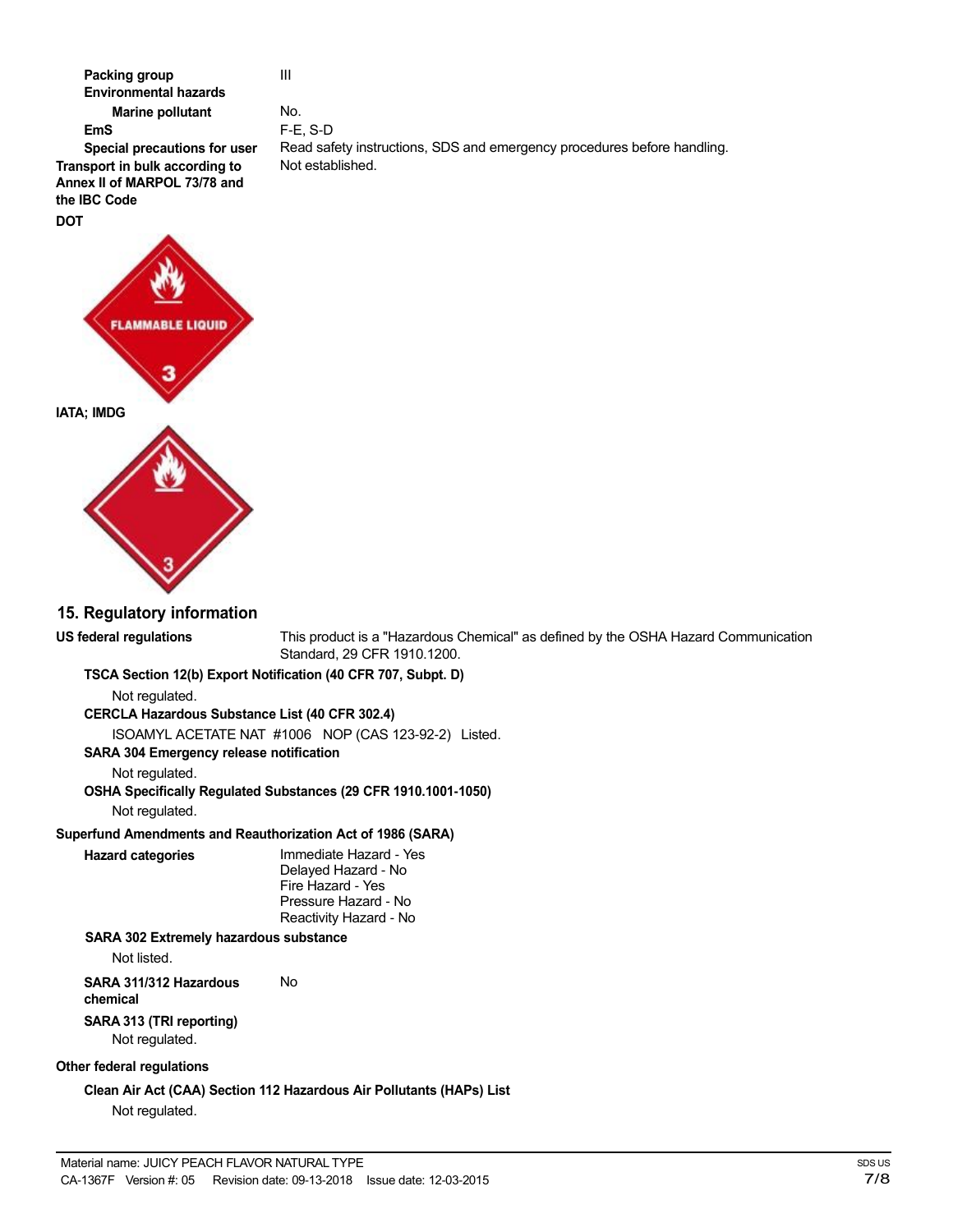**Packing group** III

**Environmental hazards**

**Marine pollutant** No.

**EmS** F-E, S-D

**Special precautions for user** Read safety instructions, SDS and emergency procedures before handling.

**Transport in bulk according to Annex II of MARPOL 73/78 and the IBC Code** Not established.

**DOT**

FLAMMABLE LIQUID 3

**IATA; IMDG**

3

## 15. Regulatory information

**US federal regulations** This product is a "Hazardous Chemical" as defined by the OSHA Hazard Communication Standard, 29 CFR 1910.1200.

**TSCA Section 12(b) Export Notification (40 CFR 707, Subpt. D)**

Not regulated.

**CERCLA Hazardous Substance List (40 CFR 302.4)**

ISOAMYL ACETATE NAT #1006 NOP (CAS 123-92-2) Listed.

**SARA 304 Emergency release notification**

Not regulated.

**OSHA Specifically Regulated Substances (29 CFR 1910.1001-1050)**

Not regulated.

**Superfund Amendments and Reauthorization Act of 1986 (SARA)**

**Hazard categories**
Immediate Hazard - Yes
Delayed Hazard - No
Fire Hazard - Yes
Pressure Hazard - No
Reactivity Hazard - No

**SARA 302 Extremely hazardous substance**

Not listed.

**SARA 311/312 Hazardous chemical** No

**SARA 313 (TRI reporting)**

Not regulated.

**Other federal regulations**

**Clean Air Act (CAA) Section 112 Hazardous Air Pollutants (HAPs) List**

Not regulated.

Material name: JUICY PEACH FLAVOR NATURAL TYPE
CA-1367F Version #: 05 Revision date: 09-13-2018 Issue date: 12-03-2015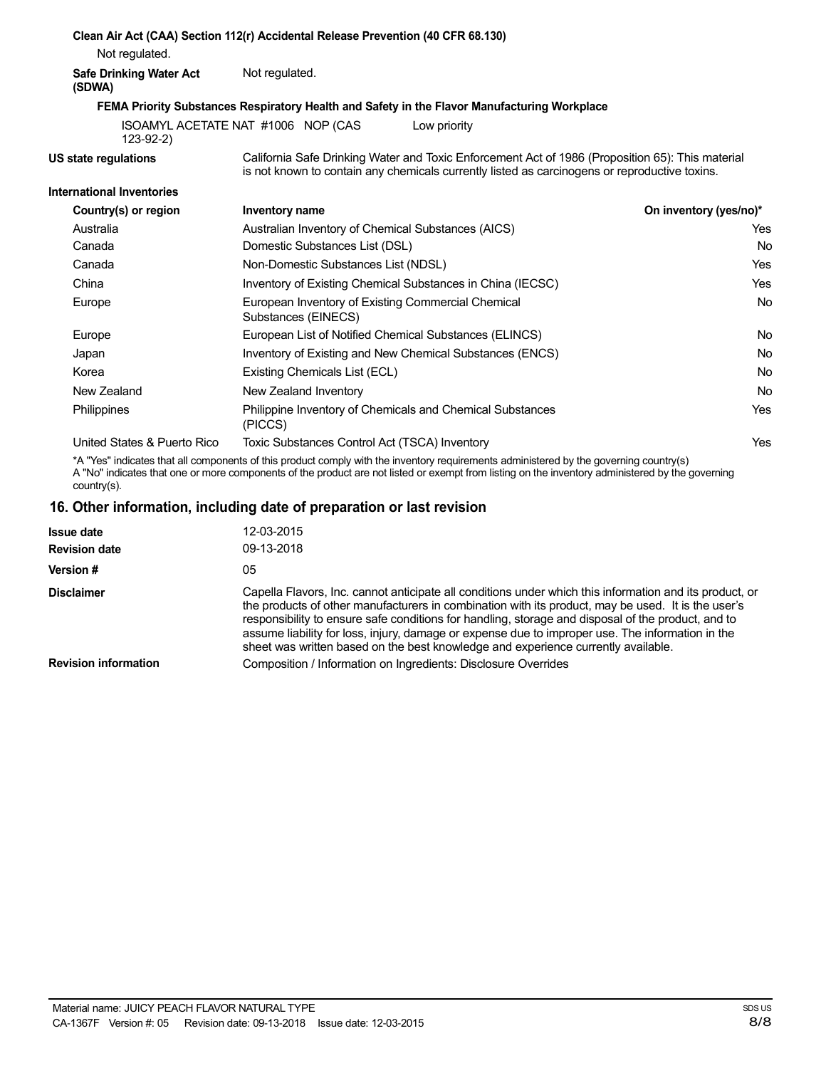**Clean Air Act (CAA) Section 112(r) Accidental Release Prevention (40 CFR 68.130)**

Not regulated.

**Safe Drinking Water Act (SDWA)** Not regulated.

**FEMA Priority Substances Respiratory Health and Safety in the Flavor Manufacturing Workplace**

ISOAMYL ACETATE NAT #1006 NOP (CAS 123-92-2) Low priority

**US state regulations** California Safe Drinking Water and Toxic Enforcement Act of 1986 (Proposition 65): This material is not known to contain any chemicals currently listed as carcinogens or reproductive toxins.

**International Inventories**

| Country(s) or region | Inventory name | On inventory (yes/no)* |
|---|---|---|
| Australia | Australian Inventory of Chemical Substances (AICS) | Yes |
| Canada | Domestic Substances List (DSL) | No |
| Canada | Non-Domestic Substances List (NDSL) | Yes |
| China | Inventory of Existing Chemical Substances in China (IECSC) | Yes |
| Europe | European Inventory of Existing Commercial Chemical Substances (EINECS) | No |
| Europe | European List of Notified Chemical Substances (ELINCS) | No |
| Japan | Inventory of Existing and New Chemical Substances (ENCS) | No |
| Korea | Existing Chemicals List (ECL) | No |
| New Zealand | New Zealand Inventory | No |
| Philippines | Philippine Inventory of Chemicals and Chemical Substances (PICCS) | Yes |
| United States & Puerto Rico | Toxic Substances Control Act (TSCA) Inventory | Yes |

*A "Yes" indicates that all components of this product comply with the inventory requirements administered by the governing country(s)
A "No" indicates that one or more components of the product are not listed or exempt from listing on the inventory administered by the governing country(s).

## 16. Other information, including date of preparation or last revision

**Issue date** 12-03-2015

**Revision date** 09-13-2018

**Version #** 05

**Disclaimer** Capella Flavors, Inc. cannot anticipate all conditions under which this information and its product, or the products of other manufacturers in combination with its product, may be used. It is the user's responsibility to ensure safe conditions for handling, storage and disposal of the product, and to assume liability for loss, injury, damage or expense due to improper use. The information in the sheet was written based on the best knowledge and experience currently available.

**Revision information** Composition / Information on Ingredients: Disclosure Overrides